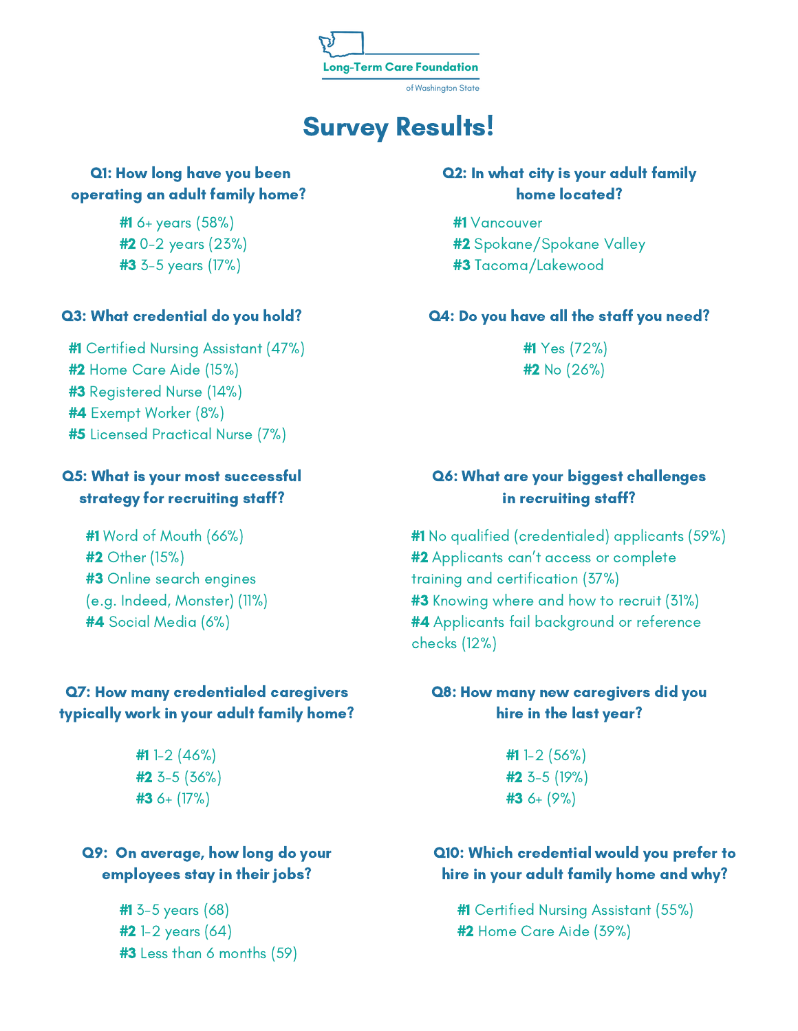Long-Term Care Foundation

of Washington State

# Survey Results!

### Q1: How long have you been operating an adult family home?

**#1** 6+ years (58%)
**#2** 0-2 years (23%)
**#3** 3-5 years (17%)

### Q2: In what city is your adult family home located?

**#1** Vancouver
**#2** Spokane/Spokane Valley
**#3** Tacoma/Lakewood

### Q3: What credential do you hold?

**#1** Certified Nursing Assistant (47%)
**#2** Home Care Aide (15%)
**#3** Registered Nurse (14%)
**#4** Exempt Worker (8%)
**#5** Licensed Practical Nurse (7%)

### Q4: Do you have all the staff you need?

**#1** Yes (72%)
**#2** No (26%)

### Q5: What is your most successful strategy for recruiting staff?

**#1** Word of Mouth (66%)
**#2** Other (15%)
**#3** Online search engines (e.g. Indeed, Monster) (11%)
**#4** Social Media (6%)

### Q6: What are your biggest challenges in recruiting staff?

**#1** No qualified (credentialed) applicants (59%)
**#2** Applicants can't access or complete training and certification (37%)
**#3** Knowing where and how to recruit (31%)
**#4** Applicants fail background or reference checks (12%)

### Q7: How many credentialed caregivers typically work in your adult family home?

**#1** 1-2 (46%)
**#2** 3-5 (36%)
**#3** 6+ (17%)

### Q8: How many new caregivers did you hire in the last year?

**#1** 1-2 (56%)
**#2** 3-5 (19%)
**#3** 6+ (9%)

### Q9: On average, how long do your employees stay in their jobs?

**#1** 3-5 years (68)
**#2** 1-2 years (64)
**#3** Less than 6 months (59)

### Q10: Which credential would you prefer to hire in your adult family home and why?

**#1** Certified Nursing Assistant (55%)
**#2** Home Care Aide (39%)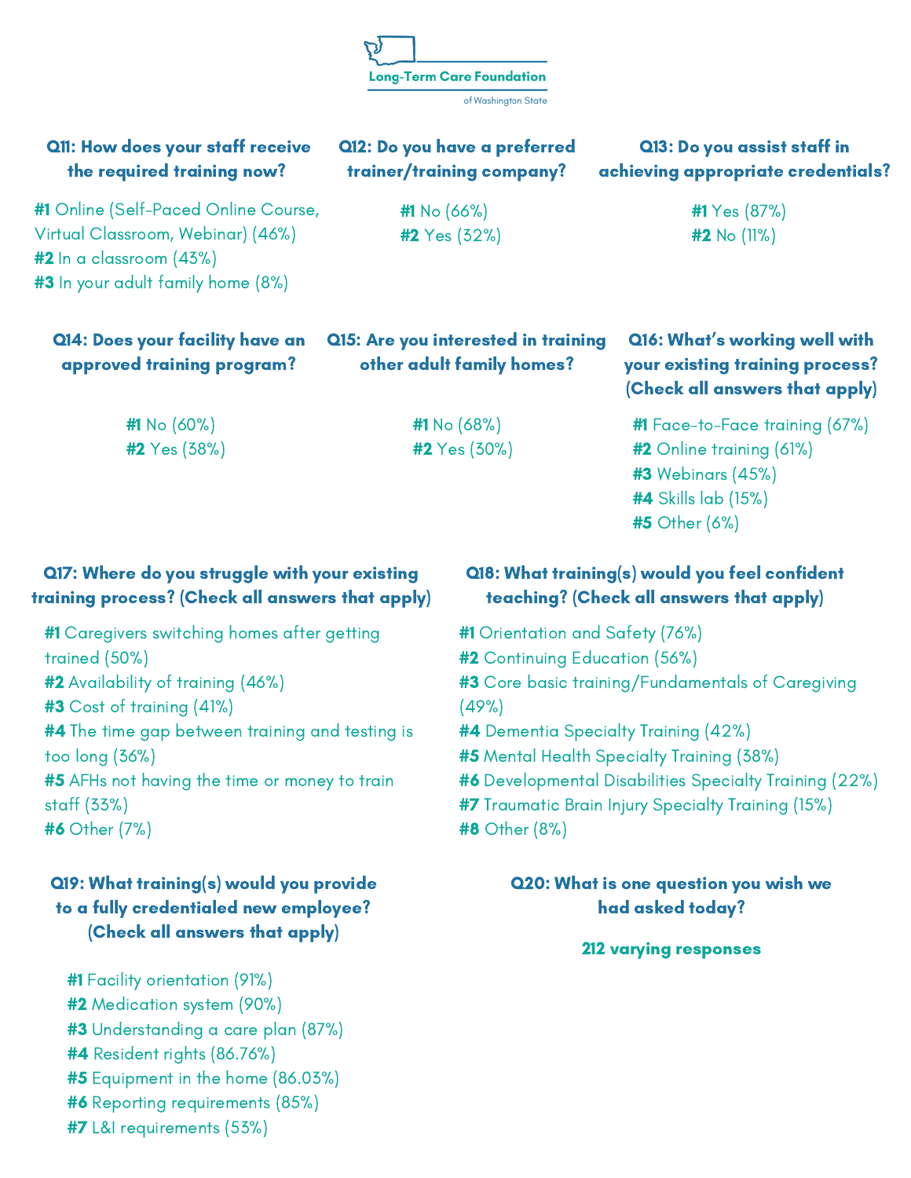Long-Term Care Foundation

of Washington State

### Q11: How does your staff receive the required training now?

**#1** Online (Self-Paced Online Course, Virtual Classroom, Webinar) (46%)
**#2** In a classroom (43%)
**#3** In your adult family home (8%)

### Q12: Do you have a preferred trainer/training company?

**#1** No (66%)
**#2** Yes (32%)

### Q13: Do you assist staff in achieving appropriate credentials?

**#1** Yes (87%)
**#2** No (11%)

### Q14: Does your facility have an approved training program?

**#1** No (60%)
**#2** Yes (38%)

### Q15: Are you interested in training other adult family homes?

**#1** No (68%)
**#2** Yes (30%)

### Q16: What's working well with your existing training process? (Check all answers that apply)

**#1** Face-to-Face training (67%)
**#2** Online training (61%)
**#3** Webinars (45%)
**#4** Skills lab (15%)
**#5** Other (6%)

### Q17: Where do you struggle with your existing training process? (Check all answers that apply)

**#1** Caregivers switching homes after getting trained (50%)
**#2** Availability of training (46%)
**#3** Cost of training (41%)
**#4** The time gap between training and testing is too long (36%)
**#5** AFHs not having the time or money to train staff (33%)
**#6** Other (7%)

### Q18: What training(s) would you feel confident teaching? (Check all answers that apply)

**#1** Orientation and Safety (76%)
**#2** Continuing Education (56%)
**#3** Core basic training/Fundamentals of Caregiving (49%)
**#4** Dementia Specialty Training (42%)
**#5** Mental Health Specialty Training (38%)
**#6** Developmental Disabilities Specialty Training (22%)
**#7** Traumatic Brain Injury Specialty Training (15%)
**#8** Other (8%)

### Q19: What training(s) would you provide to a fully credentialed new employee? (Check all answers that apply)

**#1** Facility orientation (91%)
**#2** Medication system (90%)
**#3** Understanding a care plan (87%)
**#4** Resident rights (86.76%)
**#5** Equipment in the home (86.03%)
**#6** Reporting requirements (85%)
**#7** L&I requirements (53%)

### Q20: What is one question you wish we had asked today?

**212 varying responses**